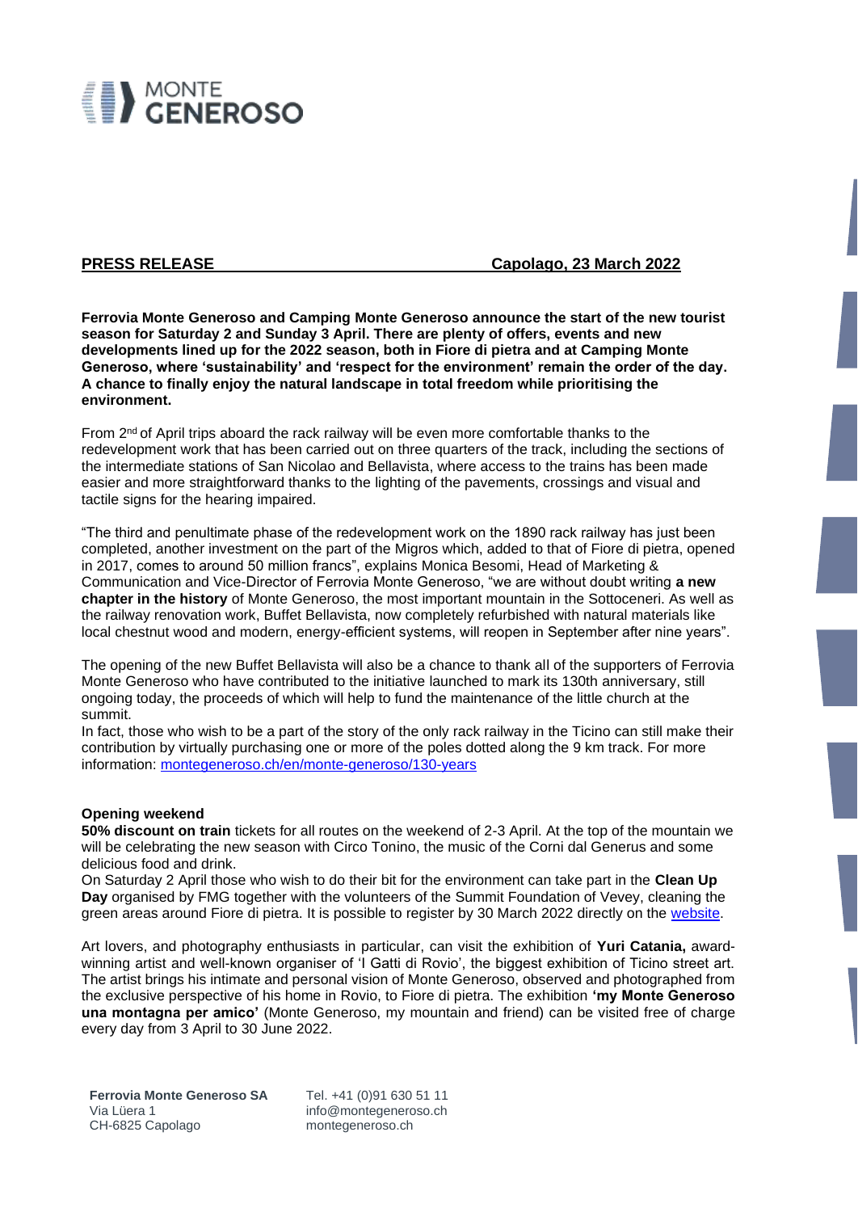MONTE GENEROSO

**PRESS RELEASE** **Capolago, 23 March 2022**

**Ferrovia Monte Generoso and Camping Monte Generoso announce the start of the new tourist season for Saturday 2 and Sunday 3 April. There are plenty of offers, events and new developments lined up for the 2022 season, both in Fiore di pietra and at Camping Monte Generoso, where 'sustainability' and 'respect for the environment' remain the order of the day. A chance to finally enjoy the natural landscape in total freedom while prioritising the environment.**

From 2nd of April trips aboard the rack railway will be even more comfortable thanks to the redevelopment work that has been carried out on three quarters of the track, including the sections of the intermediate stations of San Nicolao and Bellavista, where access to the trains has been made easier and more straightforward thanks to the lighting of the pavements, crossings and visual and tactile signs for the hearing impaired.

"The third and penultimate phase of the redevelopment work on the 1890 rack railway has just been completed, another investment on the part of the Migros which, added to that of Fiore di pietra, opened in 2017, comes to around 50 million francs", explains Monica Besomi, Head of Marketing & Communication and Vice-Director of Ferrovia Monte Generoso, "we are without doubt writing **a new chapter in the history** of Monte Generoso, the most important mountain in the Sottoceneri. As well as the railway renovation work, Buffet Bellavista, now completely refurbished with natural materials like local chestnut wood and modern, energy-efficient systems, will reopen in September after nine years".

The opening of the new Buffet Bellavista will also be a chance to thank all of the supporters of Ferrovia Monte Generoso who have contributed to the initiative launched to mark its 130th anniversary, still ongoing today, the proceeds of which will help to fund the maintenance of the little church at the summit.
In fact, those who wish to be a part of the story of the only rack railway in the Ticino can still make their contribution by virtually purchasing one or more of the poles dotted along the 9 km track. For more information: montegeneroso.ch/en/monte-generoso/130-years

**Opening weekend**
**50% discount on train** tickets for all routes on the weekend of 2-3 April. At the top of the mountain we will be celebrating the new season with Circo Tonino, the music of the Corni dal Generus and some delicious food and drink.
On Saturday 2 April those who wish to do their bit for the environment can take part in the **Clean Up Day** organised by FMG together with the volunteers of the Summit Foundation of Vevey, cleaning the green areas around Fiore di pietra. It is possible to register by 30 March 2022 directly on the website.

Art lovers, and photography enthusiasts in particular, can visit the exhibition of **Yuri Catania,** award-winning artist and well-known organiser of 'I Gatti di Rovio', the biggest exhibition of Ticino street art. The artist brings his intimate and personal vision of Monte Generoso, observed and photographed from the exclusive perspective of his home in Rovio, to Fiore di pietra. The exhibition **'my Monte Generoso una montagna per amico'** (Monte Generoso, my mountain and friend) can be visited free of charge every day from 3 April to 30 June 2022.

**Ferrovia Monte Generoso SA**
Via Lüera 1
CH-6825 Capolago

Tel. +41 (0)91 630 51 11
info@montegeneroso.ch
montegeneroso.ch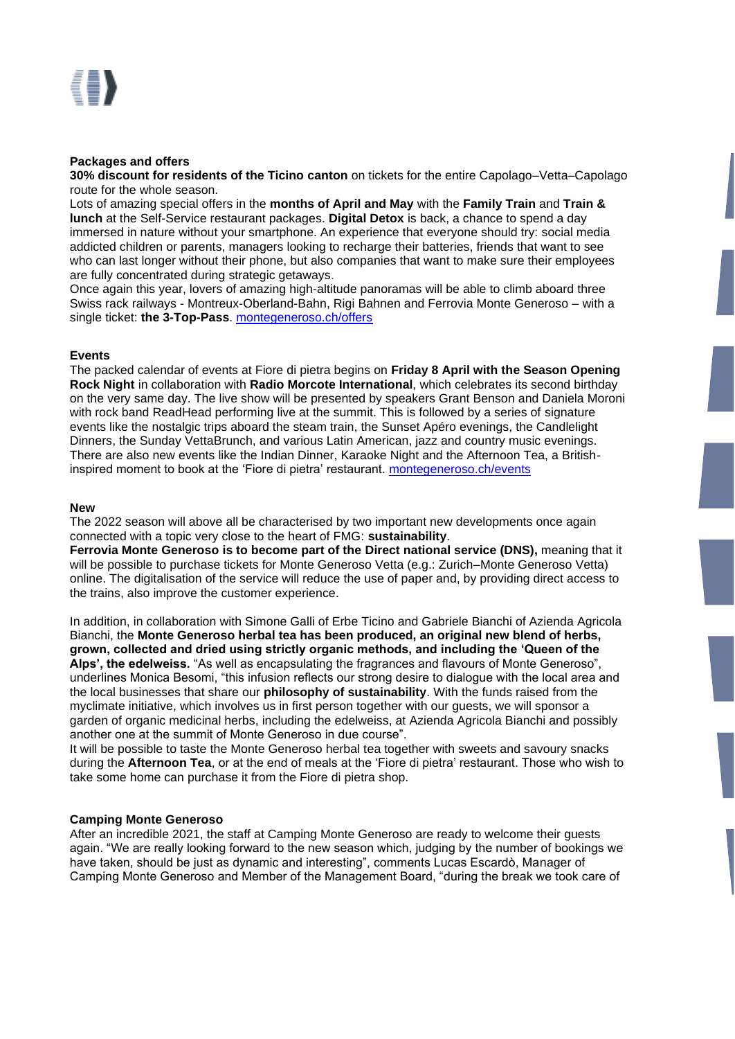**Packages and offers**

**30% discount for residents of the Ticino canton** on tickets for the entire Capolago–Vetta–Capolago route for the whole season.

Lots of amazing special offers in the **months of April and May** with the **Family Train** and **Train & lunch** at the Self-Service restaurant packages. **Digital Detox** is back, a chance to spend a day immersed in nature without your smartphone. An experience that everyone should try: social media addicted children or parents, managers looking to recharge their batteries, friends that want to see who can last longer without their phone, but also companies that want to make sure their employees are fully concentrated during strategic getaways.

Once again this year, lovers of amazing high-altitude panoramas will be able to climb aboard three Swiss rack railways - Montreux-Oberland-Bahn, Rigi Bahnen and Ferrovia Monte Generoso – with a single ticket: **the 3-Top-Pass**. [montegeneroso.ch/offers](montegeneroso.ch/offers)

**Events**

The packed calendar of events at Fiore di pietra begins on **Friday 8 April with the Season Opening Rock Night** in collaboration with **Radio Morcote International**, which celebrates its second birthday on the very same day. The live show will be presented by speakers Grant Benson and Daniela Moroni with rock band ReadHead performing live at the summit. This is followed by a series of signature events like the nostalgic trips aboard the steam train, the Sunset Apéro evenings, the Candlelight Dinners, the Sunday VettaBrunch, and various Latin American, jazz and country music evenings. There are also new events like the Indian Dinner, Karaoke Night and the Afternoon Tea, a British-inspired moment to book at the 'Fiore di pietra' restaurant. [montegeneroso.ch/events](montegeneroso.ch/events)

**New**

The 2022 season will above all be characterised by two important new developments once again connected with a topic very close to the heart of FMG: **sustainability**.

**Ferrovia Monte Generoso is to become part of the Direct national service (DNS),** meaning that it will be possible to purchase tickets for Monte Generoso Vetta (e.g.: Zurich–Monte Generoso Vetta) online. The digitalisation of the service will reduce the use of paper and, by providing direct access to the trains, also improve the customer experience.

In addition, in collaboration with Simone Galli of Erbe Ticino and Gabriele Bianchi of Azienda Agricola Bianchi, the **Monte Generoso herbal tea has been produced, an original new blend of herbs, grown, collected and dried using strictly organic methods, and including the 'Queen of the Alps', the edelweiss.** "As well as encapsulating the fragrances and flavours of Monte Generoso", underlines Monica Besomi, "this infusion reflects our strong desire to dialogue with the local area and the local businesses that share our **philosophy of sustainability**. With the funds raised from the myclimate initiative, which involves us in first person together with our guests, we will sponsor a garden of organic medicinal herbs, including the edelweiss, at Azienda Agricola Bianchi and possibly another one at the summit of Monte Generoso in due course".

It will be possible to taste the Monte Generoso herbal tea together with sweets and savoury snacks during the **Afternoon Tea**, or at the end of meals at the 'Fiore di pietra' restaurant. Those who wish to take some home can purchase it from the Fiore di pietra shop.

**Camping Monte Generoso**

After an incredible 2021, the staff at Camping Monte Generoso are ready to welcome their guests again. "We are really looking forward to the new season which, judging by the number of bookings we have taken, should be just as dynamic and interesting", comments Lucas Escardò, Manager of Camping Monte Generoso and Member of the Management Board, "during the break we took care of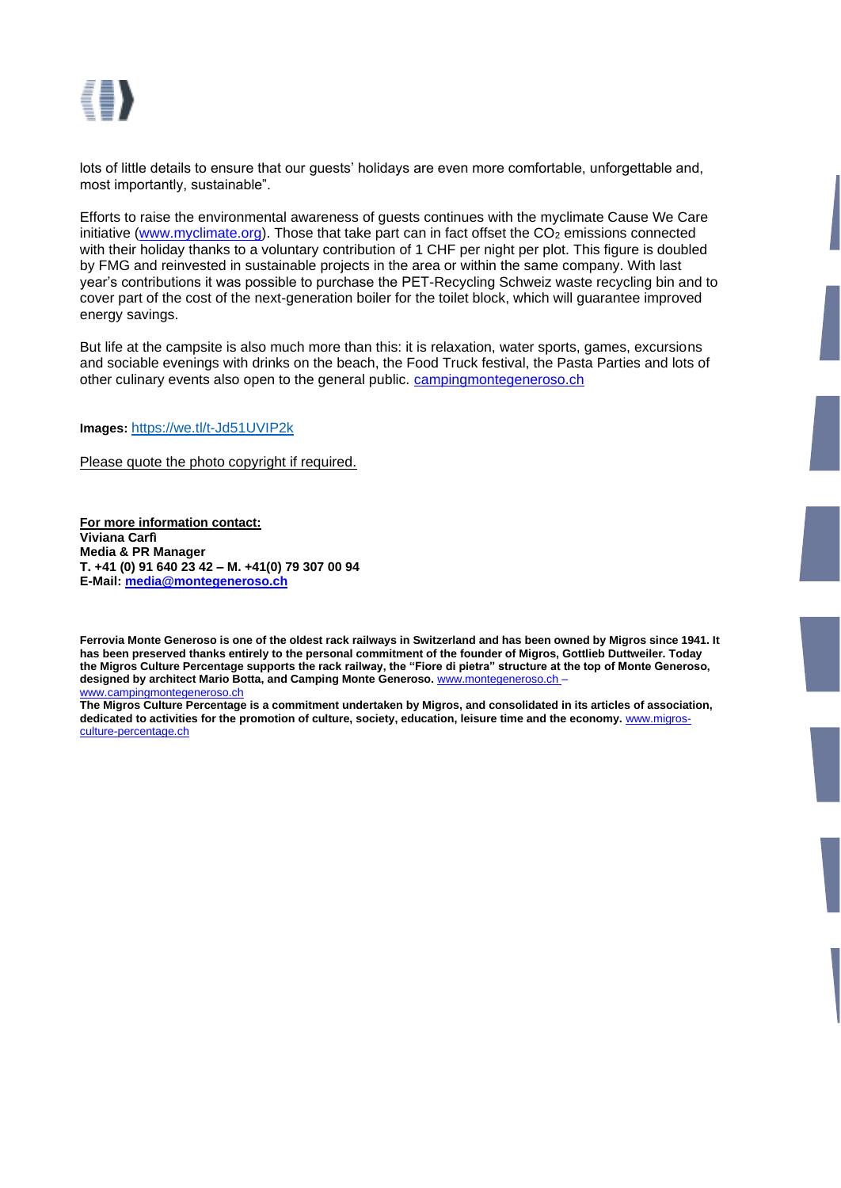lots of little details to ensure that our guests' holidays are even more comfortable, unforgettable and, most importantly, sustainable".

Efforts to raise the environmental awareness of guests continues with the myclimate Cause We Care initiative (www.myclimate.org). Those that take part can in fact offset the $CO_2$ emissions connected with their holiday thanks to a voluntary contribution of 1 CHF per night per plot. This figure is doubled by FMG and reinvested in sustainable projects in the area or within the same company. With last year's contributions it was possible to purchase the PET-Recycling Schweiz waste recycling bin and to cover part of the cost of the next-generation boiler for the toilet block, which will guarantee improved energy savings.

But life at the campsite is also much more than this: it is relaxation, water sports, games, excursions and sociable evenings with drinks on the beach, the Food Truck festival, the Pasta Parties and lots of other culinary events also open to the general public. campingmontegeneroso.ch

**Images:** https://we.tl/t-Jd51UVIP2k

Please quote the photo copyright if required.

**For more information contact:**
**Viviana Carfi**
**Media & PR Manager**
**T. +41 (0) 91 640 23 42 – M. +41(0) 79 307 00 94**
**E-Mail: media@montegeneroso.ch**

**Ferrovia Monte Generoso is one of the oldest rack railways in Switzerland and has been owned by Migros since 1941. It has been preserved thanks entirely to the personal commitment of the founder of Migros, Gottlieb Duttweiler. Today the Migros Culture Percentage supports the rack railway, the "Fiore di pietra" structure at the top of Monte Generoso, designed by architect Mario Botta, and Camping Monte Generoso.** www.montegeneroso.ch – www.campingmontegeneroso.ch
**The Migros Culture Percentage is a commitment undertaken by Migros, and consolidated in its articles of association, dedicated to activities for the promotion of culture, society, education, leisure time and the economy.** www.migros-culture-percentage.ch